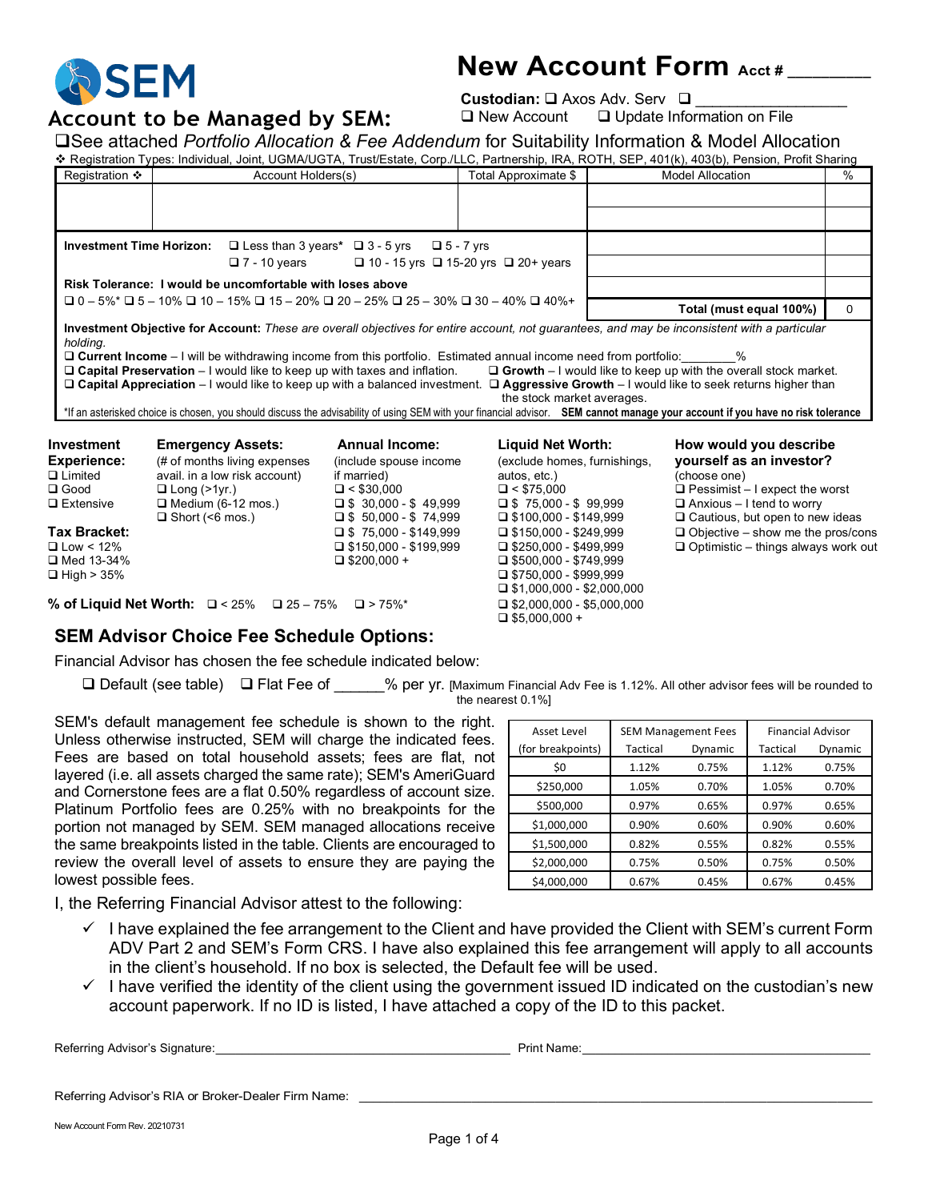SEM

# New Account Form Acct # ________

## Account to be Managed by SEM:

**Custodian:** ❑ Axos Adv. Serv ❑ ________________
❑ New Account ❑ Update Information on File

❑See attached *Portfolio Allocation & Fee Addendum* for Suitability Information & Model Allocation

❖ Registration Types: Individual, Joint, UGMA/UGTA, Trust/Estate, Corp./LLC, Partnership, IRA, ROTH, SEP, 401(k), 403(b), Pension, Profit Sharing

| Registration ❖ | Account Holders(s) | Total Approximate $ | Model Allocation | % |
|---|---|---|---|---|
| | | | | |
| | | | | |
| | | | | |
| | | | | |
| | | | | |
| | | | **Total (must equal 100%)** | 0 |

**Investment Time Horizon:** ❑ Less than 3 years* ❑ 3 - 5 yrs ❑ 5 - 7 yrs ❑ 7 - 10 years ❑ 10 - 15 yrs ❑ 15-20 yrs ❑ 20+ years

**Risk Tolerance: I would be uncomfortable with loses above**
❑ 0 – 5%* ❑ 5 – 10% ❑ 10 – 15% ❑ 15 – 20% ❑ 20 – 25% ❑ 25 – 30% ❑ 30 – 40% ❑ 40%+

**Investment Objective for Account:** *These are overall objectives for entire account, not guarantees, and may be inconsistent with a particular holding.*

❑ **Current Income** – I will be withdrawing income from this portfolio. Estimated annual income need from portfolio:________%
❑ **Capital Preservation** – I would like to keep up with taxes and inflation.
❑ **Growth** – I would like to keep up with the overall stock market.
❑ **Capital Appreciation** – I would like to keep up with a balanced investment.
❑ **Aggressive Growth** – I would like to seek returns higher than the stock market averages.

*If an asterisked choice is chosen, you should discuss the advisability of using SEM with your financial advisor. **SEM cannot manage your account if you have no risk tolerance**

**Investment Experience:**
❑ Limited
❑ Good
❑ Extensive

**Tax Bracket:**
❑ Low < 12%
❑ Med 13-34%
❑ High > 35%

**Emergency Assets:**
(# of months living expenses avail. in a low risk account)
❑ Long (>1yr.)
❑ Medium (6-12 mos.)
❑ Short (<6 mos.)

**Annual Income:**
(include spouse income if married)
❑ < $30,000
❑ $ 30,000 - $ 49,999
❑ $ 50,000 - $ 74,999
❑ $ 75,000 - $149,999
❑ $150,000 - $199,999
❑ $200,000 +

**Liquid Net Worth:**
(exclude homes, furnishings, autos, etc.)
❑ < $75,000
❑ $ 75,000 - $ 99,999
❑ $100,000 - $149,999
❑ $150,000 - $249,999
❑ $250,000 - $499,999
❑ $500,000 - $749,999
❑ $750,000 - $999,999
❑ $1,000,000 - $2,000,000
❑ $2,000,000 - $5,000,000
❑ $5,000,000 +

**How would you describe yourself as an investor?**
(choose one)
❑ Pessimist – I expect the worst
❑ Anxious – I tend to worry
❑ Cautious, but open to new ideas
❑ Objective – show me the pros/cons
❑ Optimistic – things always work out

**% of Liquid Net Worth:** ❑ < 25% ❑ 25 – 75% ❑ > 75%*

## SEM Advisor Choice Fee Schedule Options:

Financial Advisor has chosen the fee schedule indicated below:

❑ Default (see table) ❑ Flat Fee of ______% per yr. [Maximum Financial Adv Fee is 1.12%. All other advisor fees will be rounded to the nearest 0.1%]

SEM's default management fee schedule is shown to the right. Unless otherwise instructed, SEM will charge the indicated fees. Fees are based on total household assets; fees are flat, not layered (i.e. all assets charged the same rate); SEM's AmeriGuard and Cornerstone fees are a flat 0.50% regardless of account size. Platinum Portfolio fees are 0.25% with no breakpoints for the portion not managed by SEM. SEM managed allocations receive the same breakpoints listed in the table. Clients are encouraged to review the overall level of assets to ensure they are paying the lowest possible fees.

| Asset Level (for breakpoints) | SEM Management Fees | | Financial Advisor | |
|---|---|---|---|---|
| | Tactical | Dynamic | Tactical | Dynamic |
| $0 | 1.12% | 0.75% | 1.12% | 0.75% |
| $250,000 | 1.05% | 0.70% | 1.05% | 0.70% |
| $500,000 | 0.97% | 0.65% | 0.97% | 0.65% |
| $1,000,000 | 0.90% | 0.60% | 0.90% | 0.60% |
| $1,500,000 | 0.82% | 0.55% | 0.82% | 0.55% |
| $2,000,000 | 0.75% | 0.50% | 0.75% | 0.50% |
| $4,000,000 | 0.67% | 0.45% | 0.67% | 0.45% |

I, the Referring Financial Advisor attest to the following:

- ✓ I have explained the fee arrangement to the Client and have provided the Client with SEM's current Form ADV Part 2 and SEM's Form CRS. I have also explained this fee arrangement will apply to all accounts in the client's household. If no box is selected, the Default fee will be used.
- ✓ I have verified the identity of the client using the government issued ID indicated on the custodian's new account paperwork. If no ID is listed, I have attached a copy of the ID to this packet.

Referring Advisor's Signature:________________________________ Print Name:________________________________

Referring Advisor's RIA or Broker-Dealer Firm Name: ________________________________

New Account Form Rev. 20210731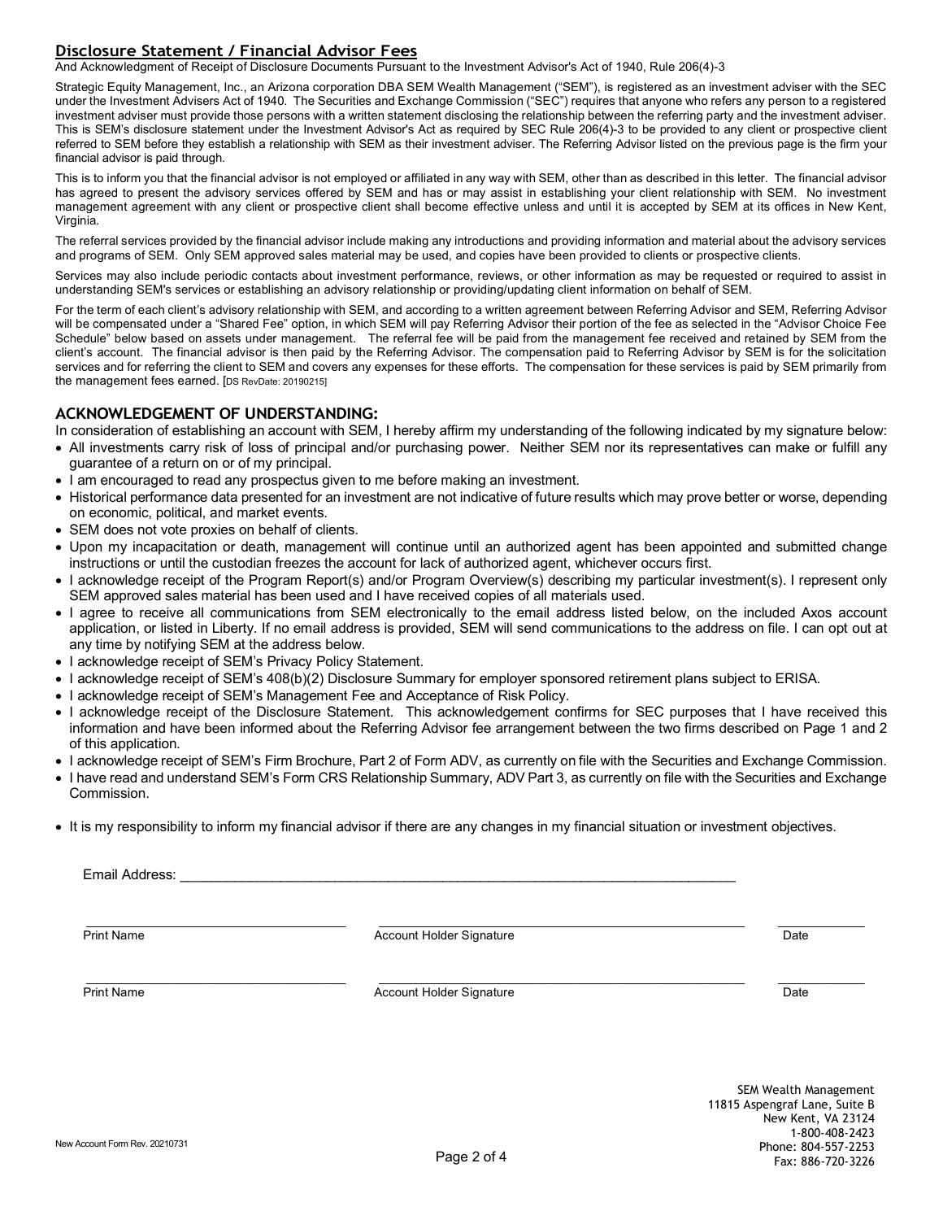## Disclosure Statement / Financial Advisor Fees

And Acknowledgment of Receipt of Disclosure Documents Pursuant to the Investment Advisor's Act of 1940, Rule 206(4)-3

Strategic Equity Management, Inc., an Arizona corporation DBA SEM Wealth Management ("SEM"), is registered as an investment adviser with the SEC under the Investment Advisers Act of 1940. The Securities and Exchange Commission ("SEC") requires that anyone who refers any person to a registered investment adviser must provide those persons with a written statement disclosing the relationship between the referring party and the investment adviser. This is SEM's disclosure statement under the Investment Advisor's Act as required by SEC Rule 206(4)-3 to be provided to any client or prospective client referred to SEM before they establish a relationship with SEM as their investment adviser. The Referring Advisor listed on the previous page is the firm your financial advisor is paid through.

This is to inform you that the financial advisor is not employed or affiliated in any way with SEM, other than as described in this letter. The financial advisor has agreed to present the advisory services offered by SEM and has or may assist in establishing your client relationship with SEM. No investment management agreement with any client or prospective client shall become effective unless and until it is accepted by SEM at its offices in New Kent, Virginia.

The referral services provided by the financial advisor include making any introductions and providing information and material about the advisory services and programs of SEM. Only SEM approved sales material may be used, and copies have been provided to clients or prospective clients.

Services may also include periodic contacts about investment performance, reviews, or other information as may be requested or required to assist in understanding SEM's services or establishing an advisory relationship or providing/updating client information on behalf of SEM.

For the term of each client's advisory relationship with SEM, and according to a written agreement between Referring Advisor and SEM, Referring Advisor will be compensated under a "Shared Fee" option, in which SEM will pay Referring Advisor their portion of the fee as selected in the "Advisor Choice Fee Schedule" below based on assets under management. The referral fee will be paid from the management fee received and retained by SEM from the client's account. The financial advisor is then paid by the Referring Advisor. The compensation paid to Referring Advisor by SEM is for the solicitation services and for referring the client to SEM and covers any expenses for these efforts. The compensation for these services is paid by SEM primarily from the management fees earned. [DS RevDate: 20190215]

### ACKNOWLEDGEMENT OF UNDERSTANDING:

In consideration of establishing an account with SEM, I hereby affirm my understanding of the following indicated by my signature below:

- All investments carry risk of loss of principal and/or purchasing power. Neither SEM nor its representatives can make or fulfill any guarantee of a return on or of my principal.
- I am encouraged to read any prospectus given to me before making an investment.
- Historical performance data presented for an investment are not indicative of future results which may prove better or worse, depending on economic, political, and market events.
- SEM does not vote proxies on behalf of clients.
- Upon my incapacitation or death, management will continue until an authorized agent has been appointed and submitted change instructions or until the custodian freezes the account for lack of authorized agent, whichever occurs first.
- I acknowledge receipt of the Program Report(s) and/or Program Overview(s) describing my particular investment(s). I represent only SEM approved sales material has been used and I have received copies of all materials used.
- I agree to receive all communications from SEM electronically to the email address listed below, on the included Axos account application, or listed in Liberty. If no email address is provided, SEM will send communications to the address on file. I can opt out at any time by notifying SEM at the address below.
- I acknowledge receipt of SEM's Privacy Policy Statement.
- I acknowledge receipt of SEM's 408(b)(2) Disclosure Summary for employer sponsored retirement plans subject to ERISA.
- I acknowledge receipt of SEM's Management Fee and Acceptance of Risk Policy.
- I acknowledge receipt of the Disclosure Statement. This acknowledgement confirms for SEC purposes that I have received this information and have been informed about the Referring Advisor fee arrangement between the two firms described on Page 1 and 2 of this application.
- I acknowledge receipt of SEM's Firm Brochure, Part 2 of Form ADV, as currently on file with the Securities and Exchange Commission.
- I have read and understand SEM's Form CRS Relationship Summary, ADV Part 3, as currently on file with the Securities and Exchange Commission.

- It is my responsibility to inform my financial advisor if there are any changes in my financial situation or investment objectives.

Email Address: ______________________________________________

| Print Name | Account Holder Signature | Date |
|---|---|---|
| | | |
| Print Name | Account Holder Signature | Date |

SEM Wealth Management
11815 Aspengraf Lane, Suite B
New Kent, VA 23124
1-800-408-2423
Phone: 804-557-2253
Fax: 886-720-3226

New Account Form Rev. 20210731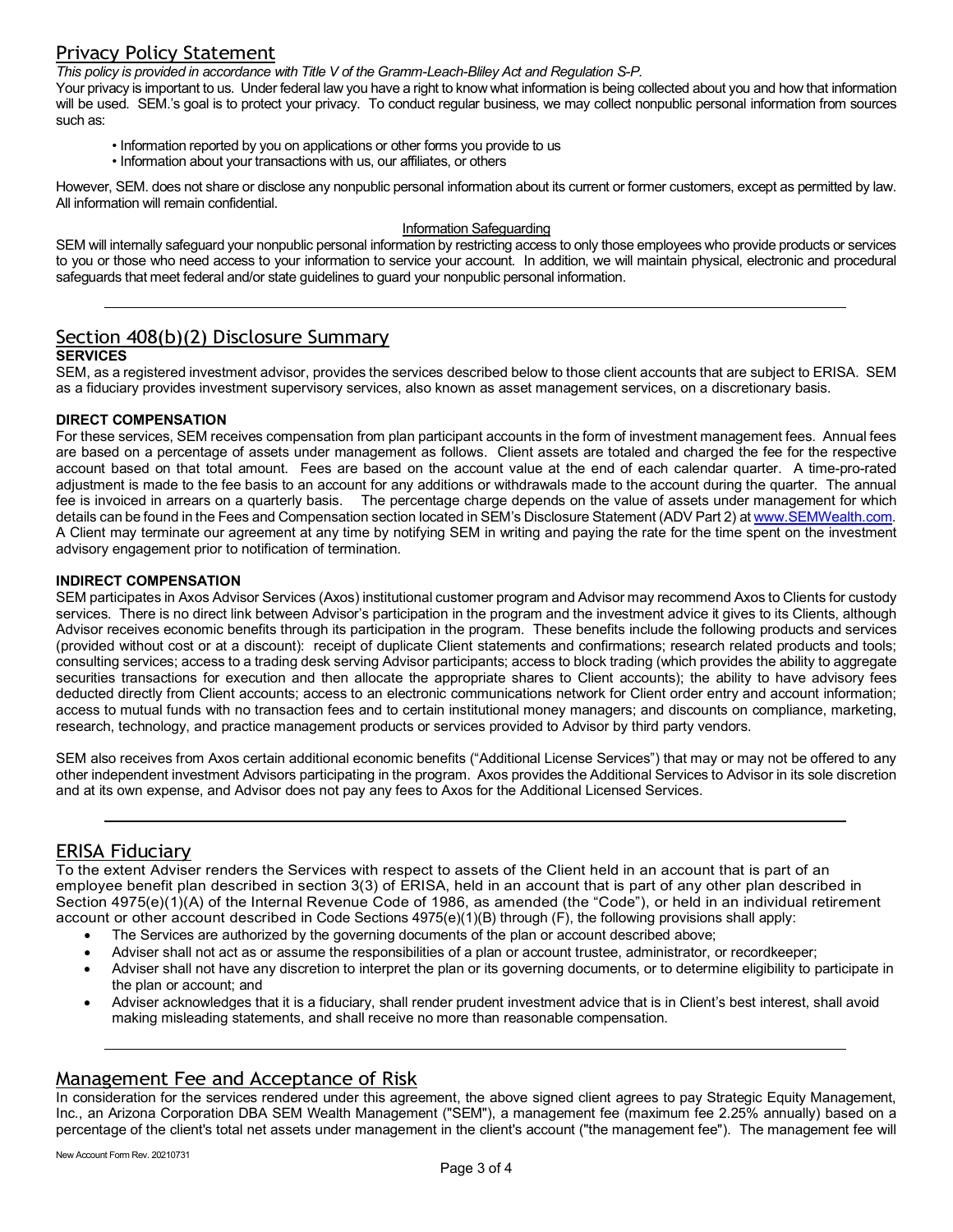## Privacy Policy Statement

*This policy is provided in accordance with Title V of the Gramm-Leach-Bliley Act and Regulation S-P.*

Your privacy is important to us. Under federal law you have a right to know what information is being collected about you and how that information will be used. SEM.'s goal is to protect your privacy. To conduct regular business, we may collect nonpublic personal information from sources such as:

- Information reported by you on applications or other forms you provide to us
- Information about your transactions with us, our affiliates, or others

However, SEM. does not share or disclose any nonpublic personal information about its current or former customers, except as permitted by law. All information will remain confidential.

Information Safeguarding

SEM will internally safeguard your nonpublic personal information by restricting access to only those employees who provide products or services to you or those who need access to your information to service your account. In addition, we will maintain physical, electronic and procedural safeguards that meet federal and/or state guidelines to guard your nonpublic personal information.

## Section 408(b)(2) Disclosure Summary

**SERVICES**

SEM, as a registered investment advisor, provides the services described below to those client accounts that are subject to ERISA. SEM as a fiduciary provides investment supervisory services, also known as asset management services, on a discretionary basis.

**DIRECT COMPENSATION**

For these services, SEM receives compensation from plan participant accounts in the form of investment management fees. Annual fees are based on a percentage of assets under management as follows. Client assets are totaled and charged the fee for the respective account based on that total amount. Fees are based on the account value at the end of each calendar quarter. A time-pro-rated adjustment is made to the fee basis to an account for any additions or withdrawals made to the account during the quarter. The annual fee is invoiced in arrears on a quarterly basis. The percentage charge depends on the value of assets under management for which details can be found in the Fees and Compensation section located in SEM's Disclosure Statement (ADV Part 2) at www.SEMWealth.com. A Client may terminate our agreement at any time by notifying SEM in writing and paying the rate for the time spent on the investment advisory engagement prior to notification of termination.

**INDIRECT COMPENSATION**

SEM participates in Axos Advisor Services (Axos) institutional customer program and Advisor may recommend Axos to Clients for custody services. There is no direct link between Advisor's participation in the program and the investment advice it gives to its Clients, although Advisor receives economic benefits through its participation in the program. These benefits include the following products and services (provided without cost or at a discount): receipt of duplicate Client statements and confirmations; research related products and tools; consulting services; access to a trading desk serving Advisor participants; access to block trading (which provides the ability to aggregate securities transactions for execution and then allocate the appropriate shares to Client accounts); the ability to have advisory fees deducted directly from Client accounts; access to an electronic communications network for Client order entry and account information; access to mutual funds with no transaction fees and to certain institutional money managers; and discounts on compliance, marketing, research, technology, and practice management products or services provided to Advisor by third party vendors.

SEM also receives from Axos certain additional economic benefits ("Additional License Services") that may or may not be offered to any other independent investment Advisors participating in the program. Axos provides the Additional Services to Advisor in its sole discretion and at its own expense, and Advisor does not pay any fees to Axos for the Additional Licensed Services.

## ERISA Fiduciary

To the extent Adviser renders the Services with respect to assets of the Client held in an account that is part of an employee benefit plan described in section 3(3) of ERISA, held in an account that is part of any other plan described in Section 4975(e)(1)(A) of the Internal Revenue Code of 1986, as amended (the "Code"), or held in an individual retirement account or other account described in Code Sections 4975(e)(1)(B) through (F), the following provisions shall apply:

- The Services are authorized by the governing documents of the plan or account described above;
- Adviser shall not act as or assume the responsibilities of a plan or account trustee, administrator, or recordkeeper;
- Adviser shall not have any discretion to interpret the plan or its governing documents, or to determine eligibility to participate in the plan or account; and
- Adviser acknowledges that it is a fiduciary, shall render prudent investment advice that is in Client's best interest, shall avoid making misleading statements, and shall receive no more than reasonable compensation.

## Management Fee and Acceptance of Risk

In consideration for the services rendered under this agreement, the above signed client agrees to pay Strategic Equity Management, Inc., an Arizona Corporation DBA SEM Wealth Management ("SEM"), a management fee (maximum fee 2.25% annually) based on a percentage of the client's total net assets under management in the client's account ("the management fee"). The management fee will

New Account Form Rev. 20210731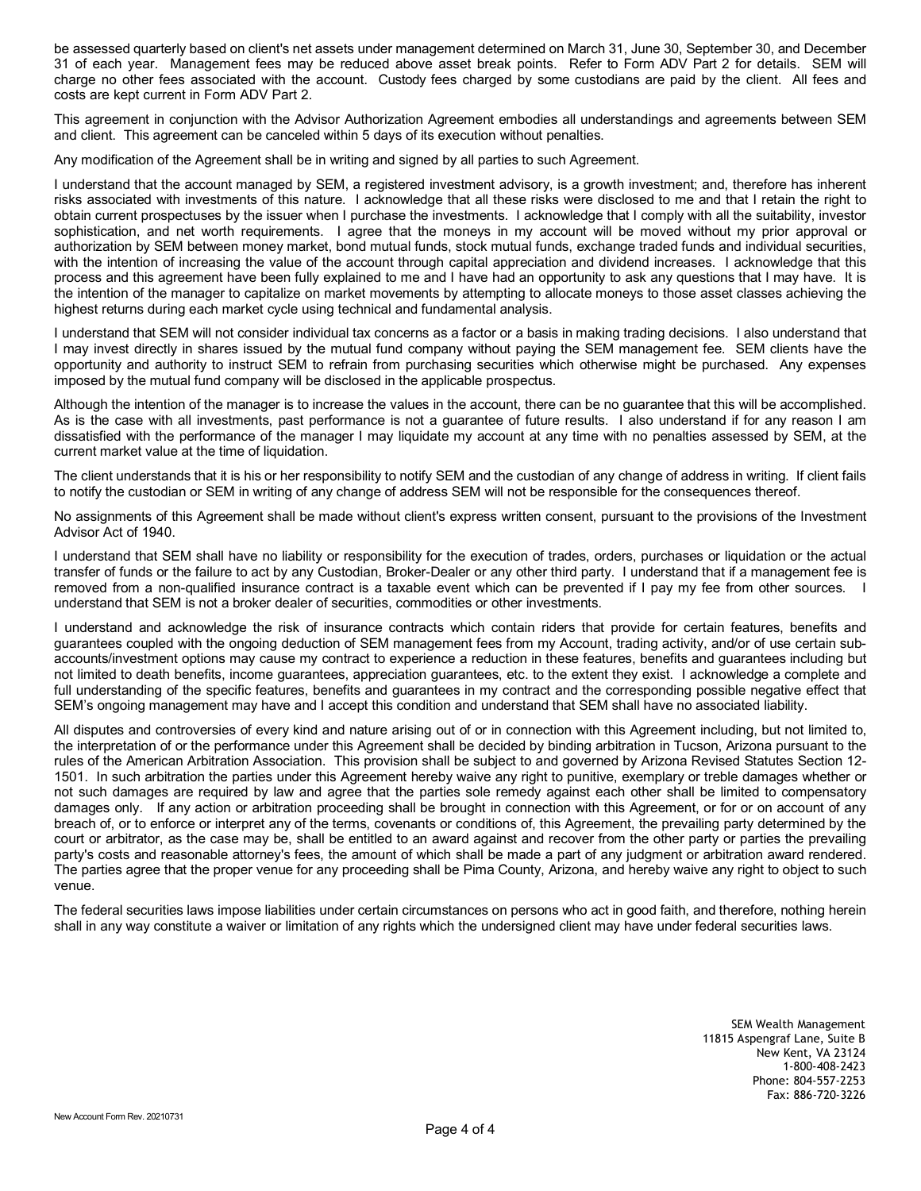be assessed quarterly based on client's net assets under management determined on March 31, June 30, September 30, and December 31 of each year. Management fees may be reduced above asset break points. Refer to Form ADV Part 2 for details. SEM will charge no other fees associated with the account. Custody fees charged by some custodians are paid by the client. All fees and costs are kept current in Form ADV Part 2.

This agreement in conjunction with the Advisor Authorization Agreement embodies all understandings and agreements between SEM and client. This agreement can be canceled within 5 days of its execution without penalties.

Any modification of the Agreement shall be in writing and signed by all parties to such Agreement.

I understand that the account managed by SEM, a registered investment advisory, is a growth investment; and, therefore has inherent risks associated with investments of this nature. I acknowledge that all these risks were disclosed to me and that I retain the right to obtain current prospectuses by the issuer when I purchase the investments. I acknowledge that I comply with all the suitability, investor sophistication, and net worth requirements. I agree that the moneys in my account will be moved without my prior approval or authorization by SEM between money market, bond mutual funds, stock mutual funds, exchange traded funds and individual securities, with the intention of increasing the value of the account through capital appreciation and dividend increases. I acknowledge that this process and this agreement have been fully explained to me and I have had an opportunity to ask any questions that I may have. It is the intention of the manager to capitalize on market movements by attempting to allocate moneys to those asset classes achieving the highest returns during each market cycle using technical and fundamental analysis.

I understand that SEM will not consider individual tax concerns as a factor or a basis in making trading decisions. I also understand that I may invest directly in shares issued by the mutual fund company without paying the SEM management fee. SEM clients have the opportunity and authority to instruct SEM to refrain from purchasing securities which otherwise might be purchased. Any expenses imposed by the mutual fund company will be disclosed in the applicable prospectus.

Although the intention of the manager is to increase the values in the account, there can be no guarantee that this will be accomplished. As is the case with all investments, past performance is not a guarantee of future results. I also understand if for any reason I am dissatisfied with the performance of the manager I may liquidate my account at any time with no penalties assessed by SEM, at the current market value at the time of liquidation.

The client understands that it is his or her responsibility to notify SEM and the custodian of any change of address in writing. If client fails to notify the custodian or SEM in writing of any change of address SEM will not be responsible for the consequences thereof.

No assignments of this Agreement shall be made without client's express written consent, pursuant to the provisions of the Investment Advisor Act of 1940.

I understand that SEM shall have no liability or responsibility for the execution of trades, orders, purchases or liquidation or the actual transfer of funds or the failure to act by any Custodian, Broker-Dealer or any other third party. I understand that if a management fee is removed from a non-qualified insurance contract is a taxable event which can be prevented if I pay my fee from other sources. I understand that SEM is not a broker dealer of securities, commodities or other investments.

I understand and acknowledge the risk of insurance contracts which contain riders that provide for certain features, benefits and guarantees coupled with the ongoing deduction of SEM management fees from my Account, trading activity, and/or of use certain sub-accounts/investment options may cause my contract to experience a reduction in these features, benefits and guarantees including but not limited to death benefits, income guarantees, appreciation guarantees, etc. to the extent they exist. I acknowledge a complete and full understanding of the specific features, benefits and guarantees in my contract and the corresponding possible negative effect that SEM's ongoing management may have and I accept this condition and understand that SEM shall have no associated liability.

All disputes and controversies of every kind and nature arising out of or in connection with this Agreement including, but not limited to, the interpretation of or the performance under this Agreement shall be decided by binding arbitration in Tucson, Arizona pursuant to the rules of the American Arbitration Association. This provision shall be subject to and governed by Arizona Revised Statutes Section 12-1501. In such arbitration the parties under this Agreement hereby waive any right to punitive, exemplary or treble damages whether or not such damages are required by law and agree that the parties sole remedy against each other shall be limited to compensatory damages only. If any action or arbitration proceeding shall be brought in connection with this Agreement, or for or on account of any breach of, or to enforce or interpret any of the terms, covenants or conditions of, this Agreement, the prevailing party determined by the court or arbitrator, as the case may be, shall be entitled to an award against and recover from the other party or parties the prevailing party's costs and reasonable attorney's fees, the amount of which shall be made a part of any judgment or arbitration award rendered. The parties agree that the proper venue for any proceeding shall be Pima County, Arizona, and hereby waive any right to object to such venue.

The federal securities laws impose liabilities under certain circumstances on persons who act in good faith, and therefore, nothing herein shall in any way constitute a waiver or limitation of any rights which the undersigned client may have under federal securities laws.

SEM Wealth Management
11815 Aspengraf Lane, Suite B
New Kent, VA 23124
1-800-408-2423
Phone: 804-557-2253
Fax: 886-720-3226

New Account Form Rev. 20210731